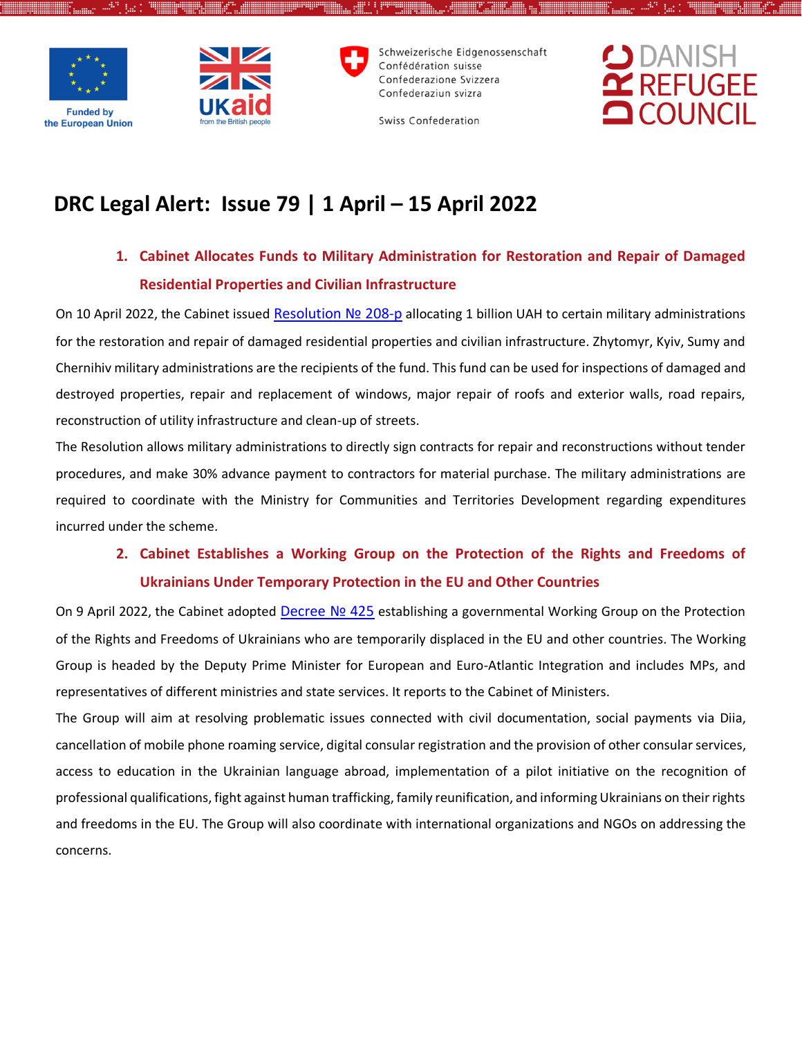# DRC Legal Alert: Issue 79 | 1 April – 15 April 2022

## 1. Cabinet Allocates Funds to Military Administration for Restoration and Repair of Damaged Residential Properties and Civilian Infrastructure

On 10 April 2022, the Cabinet issued Resolution № 208-р allocating 1 billion UAH to certain military administrations for the restoration and repair of damaged residential properties and civilian infrastructure. Zhytomyr, Kyiv, Sumy and Chernihiv military administrations are the recipients of the fund. This fund can be used for inspections of damaged and destroyed properties, repair and replacement of windows, major repair of roofs and exterior walls, road repairs, reconstruction of utility infrastructure and clean-up of streets.

The Resolution allows military administrations to directly sign contracts for repair and reconstructions without tender procedures, and make 30% advance payment to contractors for material purchase. The military administrations are required to coordinate with the Ministry for Communities and Territories Development regarding expenditures incurred under the scheme.

## 2. Cabinet Establishes a Working Group on the Protection of the Rights and Freedoms of Ukrainians Under Temporary Protection in the EU and Other Countries

On 9 April 2022, the Cabinet adopted Decree № 425 establishing a governmental Working Group on the Protection of the Rights and Freedoms of Ukrainians who are temporarily displaced in the EU and other countries. The Working Group is headed by the Deputy Prime Minister for European and Euro-Atlantic Integration and includes MPs, and representatives of different ministries and state services. It reports to the Cabinet of Ministers.

The Group will aim at resolving problematic issues connected with civil documentation, social payments via Diia, cancellation of mobile phone roaming service, digital consular registration and the provision of other consular services, access to education in the Ukrainian language abroad, implementation of a pilot initiative on the recognition of professional qualifications, fight against human trafficking, family reunification, and informing Ukrainians on their rights and freedoms in the EU. The Group will also coordinate with international organizations and NGOs on addressing the concerns.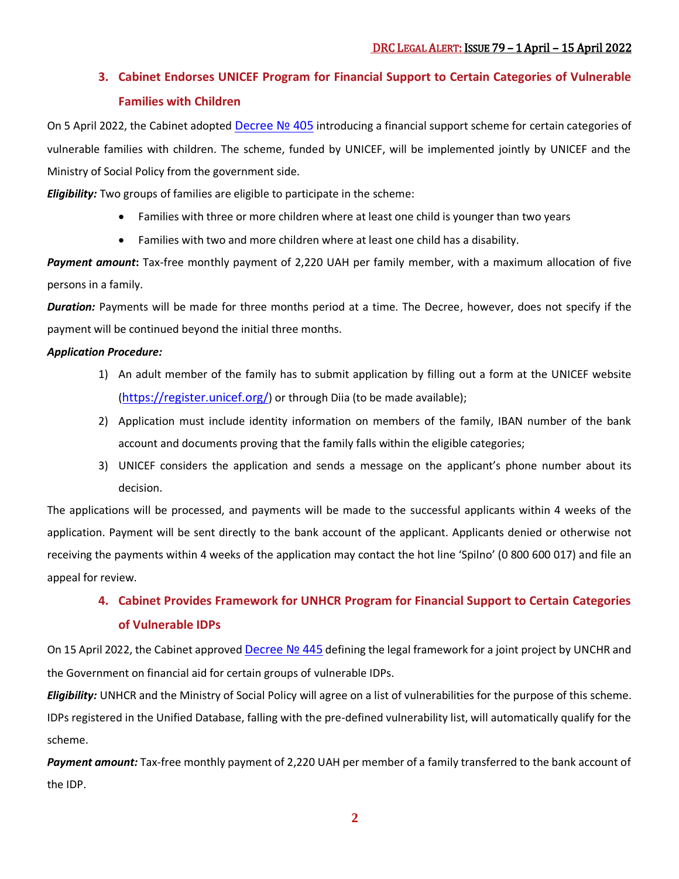### 3. Cabinet Endorses UNICEF Program for Financial Support to Certain Categories of Vulnerable Families with Children

On 5 April 2022, the Cabinet adopted Decree № 405 introducing a financial support scheme for certain categories of vulnerable families with children. The scheme, funded by UNICEF, will be implemented jointly by UNICEF and the Ministry of Social Policy from the government side.

***Eligibility:*** Two groups of families are eligible to participate in the scheme:

- Families with three or more children where at least one child is younger than two years
- Families with two and more children where at least one child has a disability.

***Payment amount*****:** Tax-free monthly payment of 2,220 UAH per family member, with a maximum allocation of five persons in a family.

***Duration:*** Payments will be made for three months period at a time. The Decree, however, does not specify if the payment will be continued beyond the initial three months.

***Application Procedure:***

1) An adult member of the family has to submit application by filling out a form at the UNICEF website (https://register.unicef.org/) or through Diia (to be made available);
2) Application must include identity information on members of the family, IBAN number of the bank account and documents proving that the family falls within the eligible categories;
3) UNICEF considers the application and sends a message on the applicant's phone number about its decision.

The applications will be processed, and payments will be made to the successful applicants within 4 weeks of the application. Payment will be sent directly to the bank account of the applicant. Applicants denied or otherwise not receiving the payments within 4 weeks of the application may contact the hot line 'Spilno' (0 800 600 017) and file an appeal for review.

### 4. Cabinet Provides Framework for UNHCR Program for Financial Support to Certain Categories of Vulnerable IDPs

On 15 April 2022, the Cabinet approved Decree № 445 defining the legal framework for a joint project by UNCHR and the Government on financial aid for certain groups of vulnerable IDPs.

***Eligibility:*** UNHCR and the Ministry of Social Policy will agree on a list of vulnerabilities for the purpose of this scheme. IDPs registered in the Unified Database, falling with the pre-defined vulnerability list, will automatically qualify for the scheme.

***Payment amount:*** Tax-free monthly payment of 2,220 UAH per member of a family transferred to the bank account of the IDP.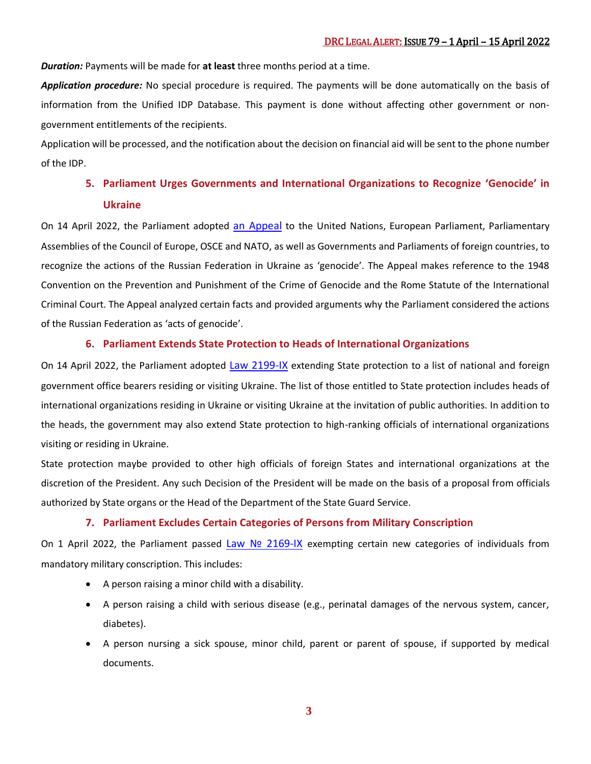***Duration:*** Payments will be made for **at least** three months period at a time.

***Application procedure:*** No special procedure is required. The payments will be done automatically on the basis of information from the Unified IDP Database. This payment is done without affecting other government or non-government entitlements of the recipients.

Application will be processed, and the notification about the decision on financial aid will be sent to the phone number of the IDP.

### 5. Parliament Urges Governments and International Organizations to Recognize 'Genocide' in Ukraine

On 14 April 2022, the Parliament adopted [an Appeal]() to the United Nations, European Parliament, Parliamentary Assemblies of the Council of Europe, OSCE and NATO, as well as Governments and Parliaments of foreign countries, to recognize the actions of the Russian Federation in Ukraine as 'genocide'. The Appeal makes reference to the 1948 Convention on the Prevention and Punishment of the Crime of Genocide and the Rome Statute of the International Criminal Court. The Appeal analyzed certain facts and provided arguments why the Parliament considered the actions of the Russian Federation as 'acts of genocide'.

### 6. Parliament Extends State Protection to Heads of International Organizations

On 14 April 2022, the Parliament adopted [Law 2199-IX]() extending State protection to a list of national and foreign government office bearers residing or visiting Ukraine. The list of those entitled to State protection includes heads of international organizations residing in Ukraine or visiting Ukraine at the invitation of public authorities. In addition to the heads, the government may also extend State protection to high-ranking officials of international organizations visiting or residing in Ukraine.

State protection maybe provided to other high officials of foreign States and international organizations at the discretion of the President. Any such Decision of the President will be made on the basis of a proposal from officials authorized by State organs or the Head of the Department of the State Guard Service.

### 7. Parliament Excludes Certain Categories of Persons from Military Conscription

On 1 April 2022, the Parliament passed [Law № 2169-IX]() exempting certain new categories of individuals from mandatory military conscription. This includes:

- A person raising a minor child with a disability.
- A person raising a child with serious disease (e.g., perinatal damages of the nervous system, cancer, diabetes).
- A person nursing a sick spouse, minor child, parent or parent of spouse, if supported by medical documents.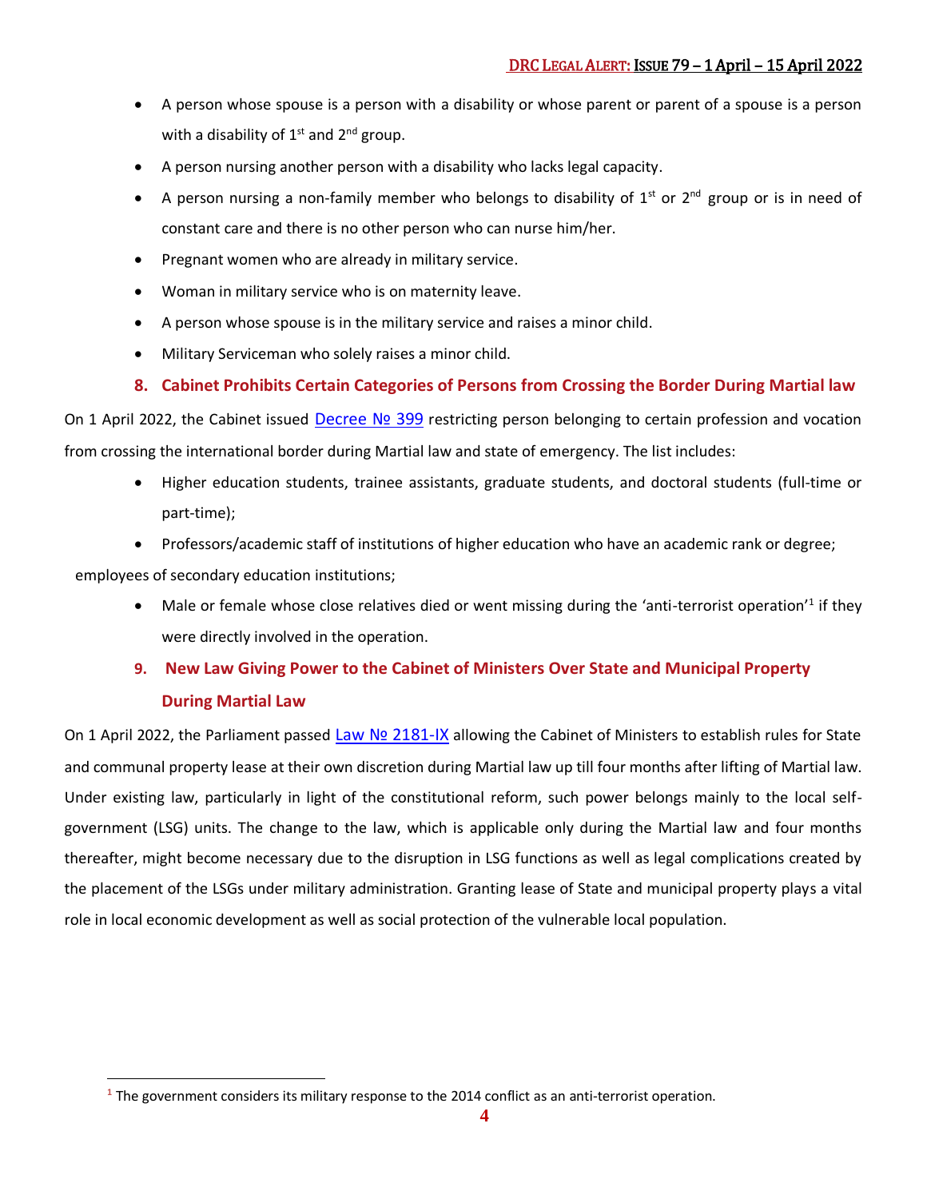- A person whose spouse is a person with a disability or whose parent or parent of a spouse is a person with a disability of 1st and 2nd group.
- A person nursing another person with a disability who lacks legal capacity.
- A person nursing a non-family member who belongs to disability of 1st or 2nd group or is in need of constant care and there is no other person who can nurse him/her.
- Pregnant women who are already in military service.
- Woman in military service who is on maternity leave.
- A person whose spouse is in the military service and raises a minor child.
- Military Serviceman who solely raises a minor child.

## 8. Cabinet Prohibits Certain Categories of Persons from Crossing the Border During Martial law

On 1 April 2022, the Cabinet issued Decree № 399 restricting person belonging to certain profession and vocation from crossing the international border during Martial law and state of emergency. The list includes:

- Higher education students, trainee assistants, graduate students, and doctoral students (full-time or part-time);
- Professors/academic staff of institutions of higher education who have an academic rank or degree;

employees of secondary education institutions;

- Male or female whose close relatives died or went missing during the 'anti-terrorist operation'[1] if they were directly involved in the operation.

## 9. New Law Giving Power to the Cabinet of Ministers Over State and Municipal Property During Martial Law

On 1 April 2022, the Parliament passed Law № 2181-IX allowing the Cabinet of Ministers to establish rules for State and communal property lease at their own discretion during Martial law up till four months after lifting of Martial law. Under existing law, particularly in light of the constitutional reform, such power belongs mainly to the local self-government (LSG) units. The change to the law, which is applicable only during the Martial law and four months thereafter, might become necessary due to the disruption in LSG functions as well as legal complications created by the placement of the LSGs under military administration. Granting lease of State and municipal property plays a vital role in local economic development as well as social protection of the vulnerable local population.

[1] The government considers its military response to the 2014 conflict as an anti-terrorist operation.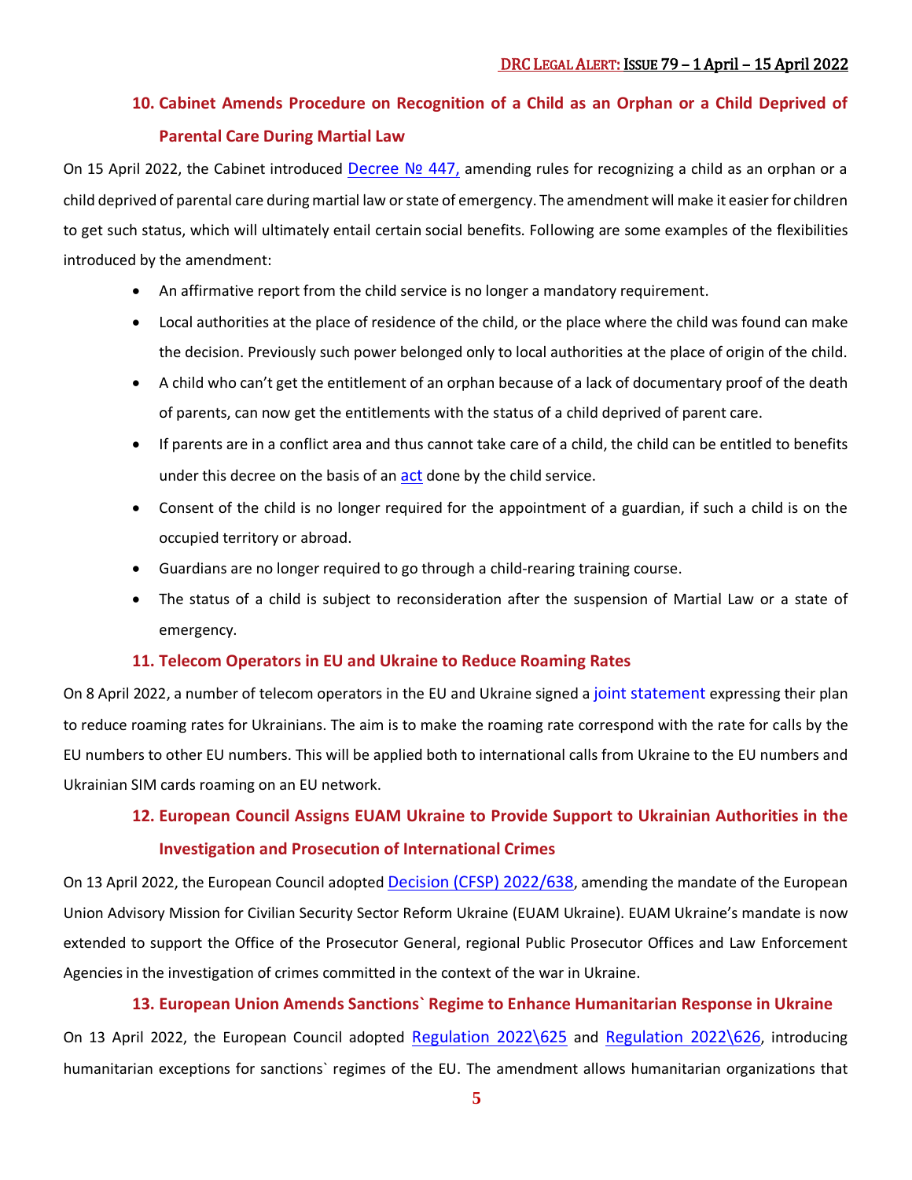## 10. Cabinet Amends Procedure on Recognition of a Child as an Orphan or a Child Deprived of Parental Care During Martial Law

On 15 April 2022, the Cabinet introduced Decree № 447, amending rules for recognizing a child as an orphan or a child deprived of parental care during martial law or state of emergency. The amendment will make it easier for children to get such status, which will ultimately entail certain social benefits. Following are some examples of the flexibilities introduced by the amendment:

- An affirmative report from the child service is no longer a mandatory requirement.
- Local authorities at the place of residence of the child, or the place where the child was found can make the decision. Previously such power belonged only to local authorities at the place of origin of the child.
- A child who can't get the entitlement of an orphan because of a lack of documentary proof of the death of parents, can now get the entitlements with the status of a child deprived of parent care.
- If parents are in a conflict area and thus cannot take care of a child, the child can be entitled to benefits under this decree on the basis of an act done by the child service.
- Consent of the child is no longer required for the appointment of a guardian, if such a child is on the occupied territory or abroad.
- Guardians are no longer required to go through a child-rearing training course.
- The status of a child is subject to reconsideration after the suspension of Martial Law or a state of emergency.

## 11. Telecom Operators in EU and Ukraine to Reduce Roaming Rates

On 8 April 2022, a number of telecom operators in the EU and Ukraine signed a joint statement expressing their plan to reduce roaming rates for Ukrainians. The aim is to make the roaming rate correspond with the rate for calls by the EU numbers to other EU numbers. This will be applied both to international calls from Ukraine to the EU numbers and Ukrainian SIM cards roaming on an EU network.

## 12. European Council Assigns EUAM Ukraine to Provide Support to Ukrainian Authorities in the Investigation and Prosecution of International Crimes

On 13 April 2022, the European Council adopted Decision (CFSP) 2022/638, amending the mandate of the European Union Advisory Mission for Civilian Security Sector Reform Ukraine (EUAM Ukraine). EUAM Ukraine's mandate is now extended to support the Office of the Prosecutor General, regional Public Prosecutor Offices and Law Enforcement Agencies in the investigation of crimes committed in the context of the war in Ukraine.

## 13. European Union Amends Sanctions` Regime to Enhance Humanitarian Response in Ukraine

On 13 April 2022, the European Council adopted Regulation 2022\625 and Regulation 2022\626, introducing humanitarian exceptions for sanctions` regimes of the EU. The amendment allows humanitarian organizations that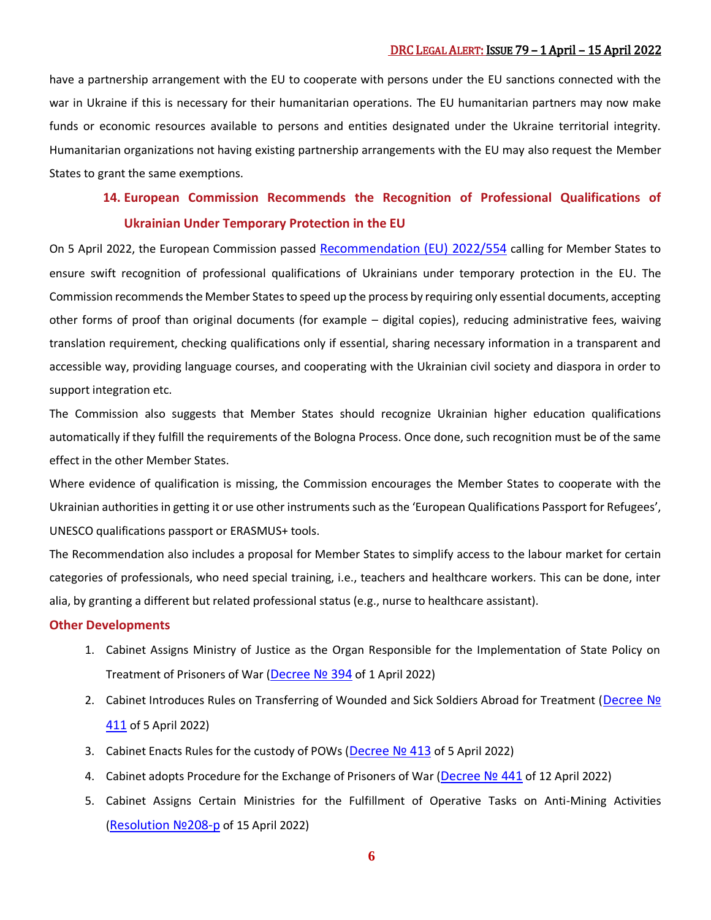have a partnership arrangement with the EU to cooperate with persons under the EU sanctions connected with the war in Ukraine if this is necessary for their humanitarian operations. The EU humanitarian partners may now make funds or economic resources available to persons and entities designated under the Ukraine territorial integrity. Humanitarian organizations not having existing partnership arrangements with the EU may also request the Member States to grant the same exemptions.

### 14. European Commission Recommends the Recognition of Professional Qualifications of Ukrainian Under Temporary Protection in the EU

On 5 April 2022, the European Commission passed Recommendation (EU) 2022/554 calling for Member States to ensure swift recognition of professional qualifications of Ukrainians under temporary protection in the EU. The Commission recommends the Member States to speed up the process by requiring only essential documents, accepting other forms of proof than original documents (for example – digital copies), reducing administrative fees, waiving translation requirement, checking qualifications only if essential, sharing necessary information in a transparent and accessible way, providing language courses, and cooperating with the Ukrainian civil society and diaspora in order to support integration etc.

The Commission also suggests that Member States should recognize Ukrainian higher education qualifications automatically if they fulfill the requirements of the Bologna Process. Once done, such recognition must be of the same effect in the other Member States.

Where evidence of qualification is missing, the Commission encourages the Member States to cooperate with the Ukrainian authorities in getting it or use other instruments such as the 'European Qualifications Passport for Refugees', UNESCO qualifications passport or ERASMUS+ tools.

The Recommendation also includes a proposal for Member States to simplify access to the labour market for certain categories of professionals, who need special training, i.e., teachers and healthcare workers. This can be done, inter alia, by granting a different but related professional status (e.g., nurse to healthcare assistant).

## Other Developments

1. Cabinet Assigns Ministry of Justice as the Organ Responsible for the Implementation of State Policy on Treatment of Prisoners of War (Decree № 394 of 1 April 2022)
2. Cabinet Introduces Rules on Transferring of Wounded and Sick Soldiers Abroad for Treatment (Decree № 411 of 5 April 2022)
3. Cabinet Enacts Rules for the custody of POWs (Decree № 413 of 5 April 2022)
4. Cabinet adopts Procedure for the Exchange of Prisoners of War (Decree № 441 of 12 April 2022)
5. Cabinet Assigns Certain Ministries for the Fulfillment of Operative Tasks on Anti-Mining Activities (Resolution №208-p of 15 April 2022)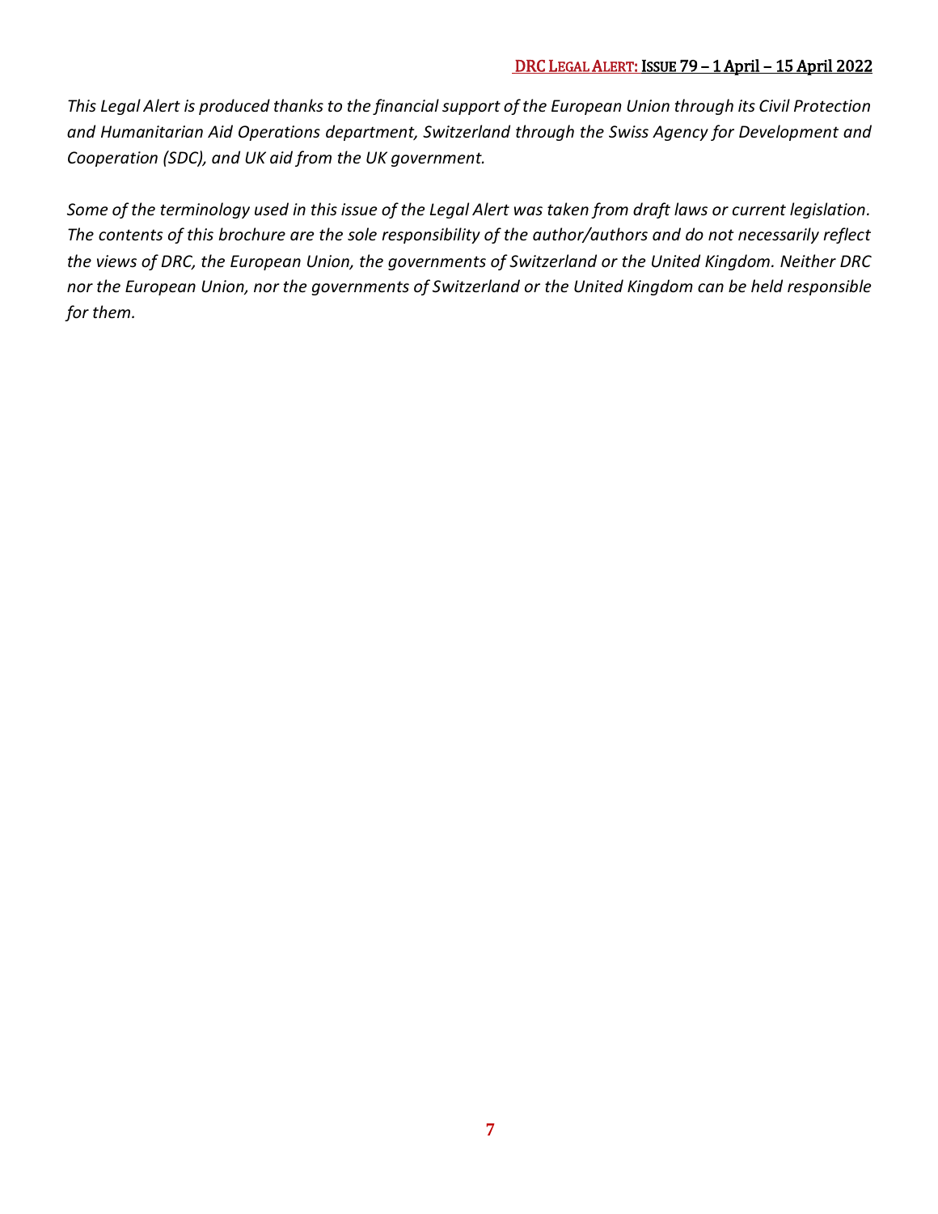*This Legal Alert is produced thanks to the financial support of the European Union through its Civil Protection and Humanitarian Aid Operations department, Switzerland through the Swiss Agency for Development and Cooperation (SDC), and UK aid from the UK government.*

*Some of the terminology used in this issue of the Legal Alert was taken from draft laws or current legislation. The contents of this brochure are the sole responsibility of the author/authors and do not necessarily reflect the views of DRC, the European Union, the governments of Switzerland or the United Kingdom. Neither DRC nor the European Union, nor the governments of Switzerland or the United Kingdom can be held responsible for them.*